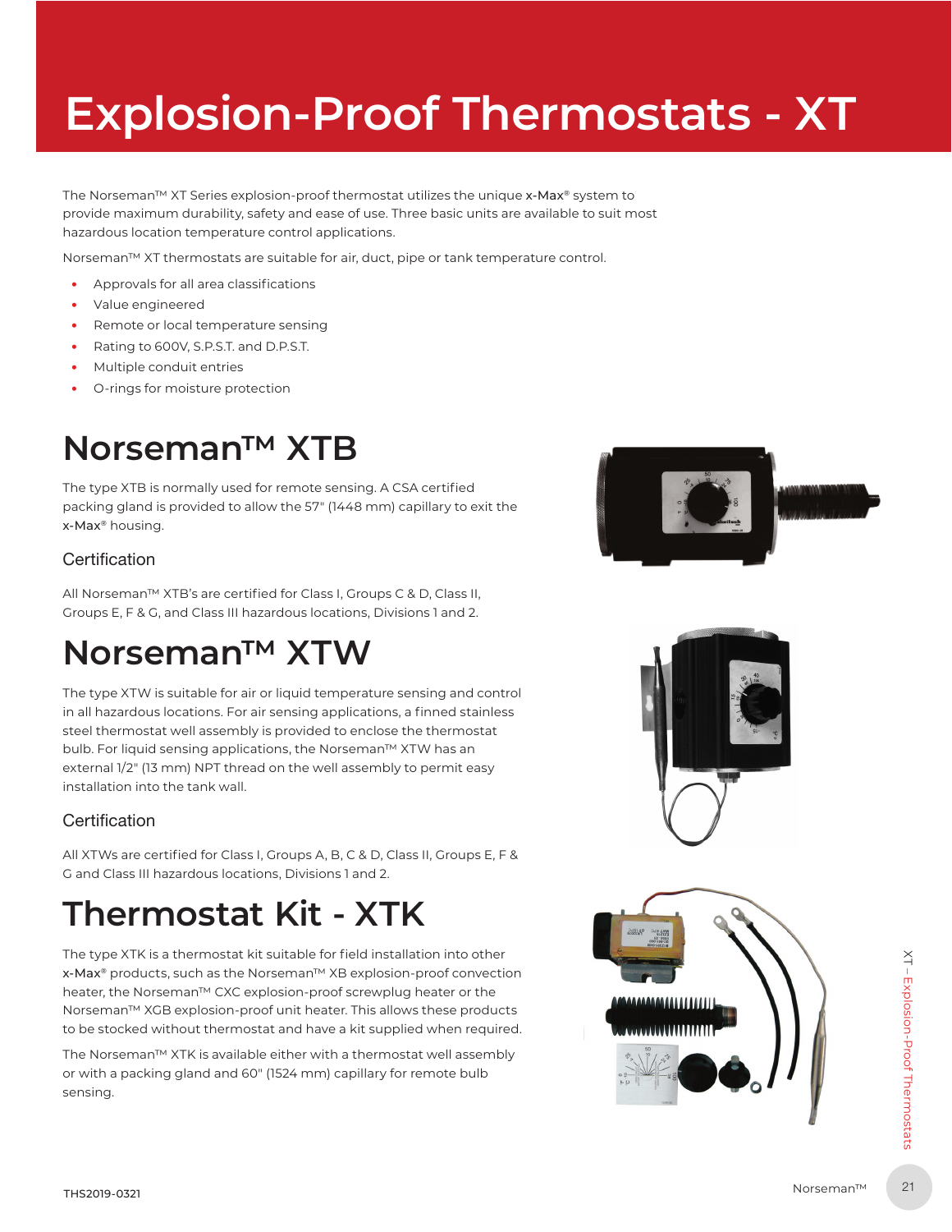# Explosion-Proof Thermostats - XT

The Norseman™ XT Series explosion-proof thermostat utilizes the unique x-Max® system to provide maximum durability, safety and ease of use. Three basic units are available to suit most hazardous location temperature control applications.

Norseman™ XT thermostats are suitable for air, duct, pipe or tank temperature control.

- Approvals for all area classifications
- Value engineered
- Remote or local temperature sensing
- Rating to 600V, S.P.S.T. and D.P.S.T.
- Multiple conduit entries
- O-rings for moisture protection

## Norseman™ XTB

The type XTB is normally used for remote sensing. A CSA certified packing gland is provided to allow the 57" (1448 mm) capillary to exit the x-Max® housing.

### Certification

All Norseman™ XTB's are certified for Class I, Groups C & D, Class II, Groups E, F & G, and Class III hazardous locations, Divisions 1 and 2.

## Norseman™ XTW

The type XTW is suitable for air or liquid temperature sensing and control in all hazardous locations. For air sensing applications, a finned stainless steel thermostat well assembly is provided to enclose the thermostat bulb. For liquid sensing applications, the Norseman™ XTW has an external 1/2" (13 mm) NPT thread on the well assembly to permit easy installation into the tank wall.

### Certification

All XTWs are certified for Class I, Groups A, B, C & D, Class II, Groups E, F & G and Class III hazardous locations, Divisions 1 and 2.

## Thermostat Kit - XTK

The type XTK is a thermostat kit suitable for field installation into other x-Max® products, such as the Norseman™ XB explosion-proof convection heater, the Norseman™ CXC explosion-proof screwplug heater or the Norseman™ XGB explosion-proof unit heater. This allows these products to be stocked without thermostat and have a kit supplied when required.

The Norseman™ XTK is available either with a thermostat well assembly or with a packing gland and 60" (1524 mm) capillary for remote bulb sensing.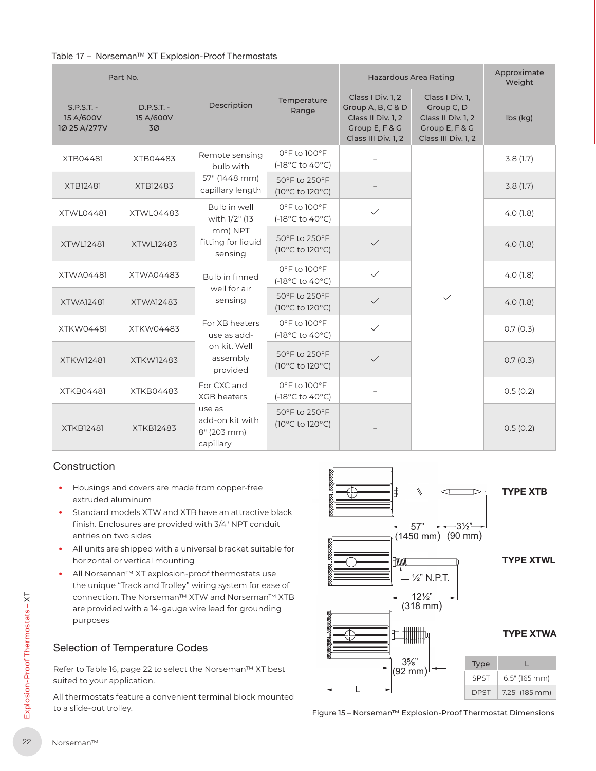Table 17 – Norseman™ XT Explosion-Proof Thermostats

| Part No. | | Description | Temperature Range | Hazardous Area Rating | | Approximate Weight |
|---|---|---|---|---|---|---|
| S.P.S.T. - 15 A/600V 1Ø 25 A/277V | D.P.S.T. - 15 A/600V 3Ø | | | Class I Div. 1, 2 Group A, B, C & D Class II Div. 1, 2 Group E, F & G Class III Div. 1, 2 | Class I Div. 1, Group C, D Class II Div. 1, 2 Group E, F & G Class III Div. 1, 2 | lbs (kg) |
| XTB04481 | XTB04483 | Remote sensing bulb with 57" (1448 mm) capillary length | 0°F to 100°F (-18°C to 40°C) | – | ✓ | 3.8 (1.7) |
| XTB12481 | XTB12483 | | 50°F to 250°F (10°C to 120°C) | – | ✓ | 3.8 (1.7) |
| XTWL04481 | XTWL04483 | Bulb in well with 1/2" (13 mm) NPT fitting for liquid sensing | 0°F to 100°F (-18°C to 40°C) | ✓ | ✓ | 4.0 (1.8) |
| XTWL12481 | XTWL12483 | | 50°F to 250°F (10°C to 120°C) | ✓ | ✓ | 4.0 (1.8) |
| XTWA04481 | XTWA04483 | Bulb in finned well for air sensing | 0°F to 100°F (-18°C to 40°C) | ✓ | ✓ | 4.0 (1.8) |
| XTWA12481 | XTWA12483 | | 50°F to 250°F (10°C to 120°C) | ✓ | ✓ | 4.0 (1.8) |
| XTKW04481 | XTKW04483 | For XB heaters use as add-on kit. Well assembly provided | 0°F to 100°F (-18°C to 40°C) | ✓ | ✓ | 0.7 (0.3) |
| XTKW12481 | XTKW12483 | | 50°F to 250°F (10°C to 120°C) | ✓ | ✓ | 0.7 (0.3) |
| XTKB04481 | XTKB04483 | For CXC and XGB heaters use as add-on kit with 8" (203 mm) capillary | 0°F to 100°F (-18°C to 40°C) | – | ✓ | 0.5 (0.2) |
| XTKB12481 | XTKB12483 | | 50°F to 250°F (10°C to 120°C) | – | ✓ | 0.5 (0.2) |

## Construction

- Housings and covers are made from copper-free extruded aluminum
- Standard models XTW and XTB have an attractive black finish. Enclosures are provided with 3/4" NPT conduit entries on two sides
- All units are shipped with a universal bracket suitable for horizontal or vertical mounting
- All Norseman™ XT explosion-proof thermostats use the unique "Track and Trolley" wiring system for ease of connection. The Norseman™ XTW and Norseman™ XTB are provided with a 14-gauge wire lead for grounding purposes

## Selection of Temperature Codes

Refer to Table 16, page 22 to select the Norseman™ XT best suited to your application.

All thermostats feature a convenient terminal block mounted to a slide-out trolley.

TYPE XTB

57" (1450 mm)

3½" (90 mm)

TYPE XTWL

½" N.P.T.

12½" (318 mm)

TYPE XTWA

3⅝" (92 mm)

L

| Type | L |
|---|---|
| SPST | 6.5" (165 mm) |
| DPST | 7.25" (185 mm) |

Figure 15 – Norseman™ Explosion-Proof Thermostat Dimensions